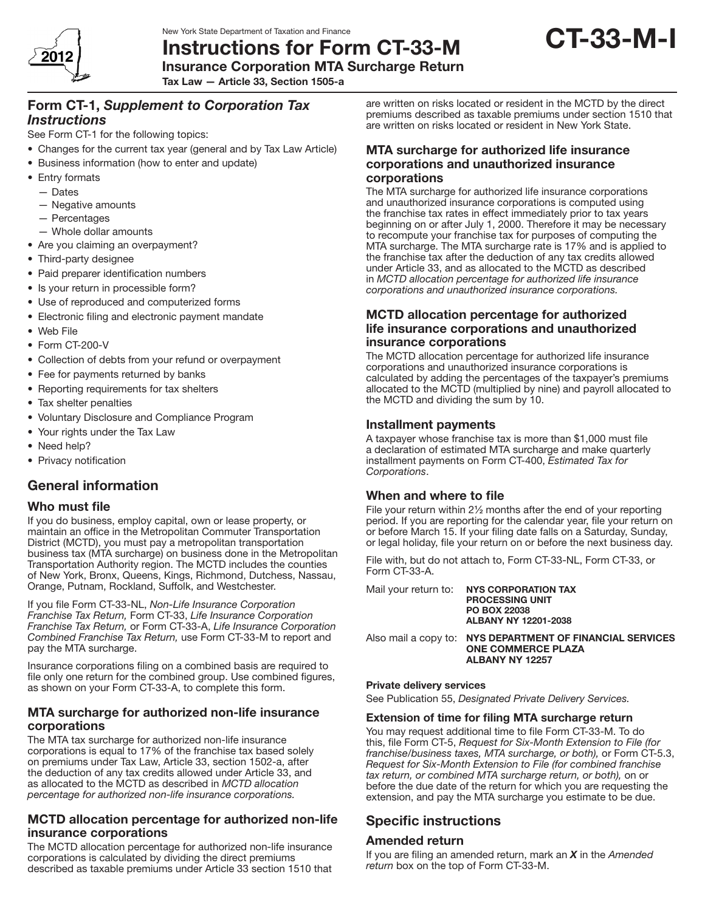New York State Department of Taxation and Finance

# Instructions for Form CT-33-M

**Insurance Corporation MTA Surcharge Return**

**Tax Law — Article 33, Section 1505-a**

**CT-33-M-I**

2012

## Form CT-1, *Supplement to Corporation Tax Instructions*

See Form CT-1 for the following topics:

- Changes for the current tax year (general and by Tax Law Article)
- Business information (how to enter and update)
- Entry formats
  - — Dates
  - — Negative amounts
  - — Percentages
  - — Whole dollar amounts
- Are you claiming an overpayment?
- Third-party designee
- Paid preparer identification numbers
- Is your return in processible form?
- Use of reproduced and computerized forms
- Electronic filing and electronic payment mandate
- Web File
- Form CT-200-V
- Collection of debts from your refund or overpayment
- Fee for payments returned by banks
- Reporting requirements for tax shelters
- Tax shelter penalties
- Voluntary Disclosure and Compliance Program
- Your rights under the Tax Law
- Need help?
- Privacy notification

## General information

### Who must file

If you do business, employ capital, own or lease property, or maintain an office in the Metropolitan Commuter Transportation District (MCTD), you must pay a metropolitan transportation business tax (MTA surcharge) on business done in the Metropolitan Transportation Authority region. The MCTD includes the counties of New York, Bronx, Queens, Kings, Richmond, Dutchess, Nassau, Orange, Putnam, Rockland, Suffolk, and Westchester.

If you file Form CT-33-NL, *Non-Life Insurance Corporation Franchise Tax Return,* Form CT-33, *Life Insurance Corporation Franchise Tax Return,* or Form CT-33-A, *Life Insurance Corporation Combined Franchise Tax Return,* use Form CT-33-M to report and pay the MTA surcharge.

Insurance corporations filing on a combined basis are required to file only one return for the combined group. Use combined figures, as shown on your Form CT-33-A, to complete this form.

### MTA surcharge for authorized non-life insurance corporations

The MTA tax surcharge for authorized non-life insurance corporations is equal to 17% of the franchise tax based solely on premiums under Tax Law, Article 33, section 1502-a, after the deduction of any tax credits allowed under Article 33, and as allocated to the MCTD as described in *MCTD allocation percentage for authorized non-life insurance corporations.*

### MCTD allocation percentage for authorized non-life insurance corporations

The MCTD allocation percentage for authorized non-life insurance corporations is calculated by dividing the direct premiums described as taxable premiums under Article 33 section 1510 that are written on risks located or resident in the MCTD by the direct premiums described as taxable premiums under section 1510 that are written on risks located or resident in New York State.

### MTA surcharge for authorized life insurance corporations and unauthorized insurance corporations

The MTA surcharge for authorized life insurance corporations and unauthorized insurance corporations is computed using the franchise tax rates in effect immediately prior to tax years beginning on or after July 1, 2000. Therefore it may be necessary to recompute your franchise tax for purposes of computing the MTA surcharge. The MTA surcharge rate is 17% and is applied to the franchise tax after the deduction of any tax credits allowed under Article 33, and as allocated to the MCTD as described in *MCTD allocation percentage for authorized life insurance corporations and unauthorized insurance corporations.*

### MCTD allocation percentage for authorized life insurance corporations and unauthorized insurance corporations

The MCTD allocation percentage for authorized life insurance corporations and unauthorized insurance corporations is calculated by adding the percentages of the taxpayer's premiums allocated to the MCTD (multiplied by nine) and payroll allocated to the MCTD and dividing the sum by 10.

### Installment payments

A taxpayer whose franchise tax is more than $1,000 must file a declaration of estimated MTA surcharge and make quarterly installment payments on Form CT-400, *Estimated Tax for Corporations*.

### When and where to file

File your return within 2½ months after the end of your reporting period. If you are reporting for the calendar year, file your return on or before March 15. If your filing date falls on a Saturday, Sunday, or legal holiday, file your return on or before the next business day.

File with, but do not attach to, Form CT-33-NL, Form CT-33, or Form CT-33-A.

Mail your return to: **NYS CORPORATION TAX PROCESSING UNIT**
**PO BOX 22038**
**ALBANY NY 12201-2038**

Also mail a copy to: **NYS DEPARTMENT OF FINANCIAL SERVICES**
**ONE COMMERCE PLAZA**
**ALBANY NY 12257**

#### Private delivery services

See Publication 55, *Designated Private Delivery Services.*

#### Extension of time for filing MTA surcharge return

You may request additional time to file Form CT-33-M. To do this, file Form CT-5, *Request for Six-Month Extension to File (for franchise/business taxes, MTA surcharge, or both),* or Form CT-5.3, *Request for Six-Month Extension to File (for combined franchise tax return, or combined MTA surcharge return, or both),* on or before the due date of the return for which you are requesting the extension, and pay the MTA surcharge you estimate to be due.

## Specific instructions

### Amended return

If you are filing an amended return, mark an ***X*** in the *Amended return* box on the top of Form CT-33-M.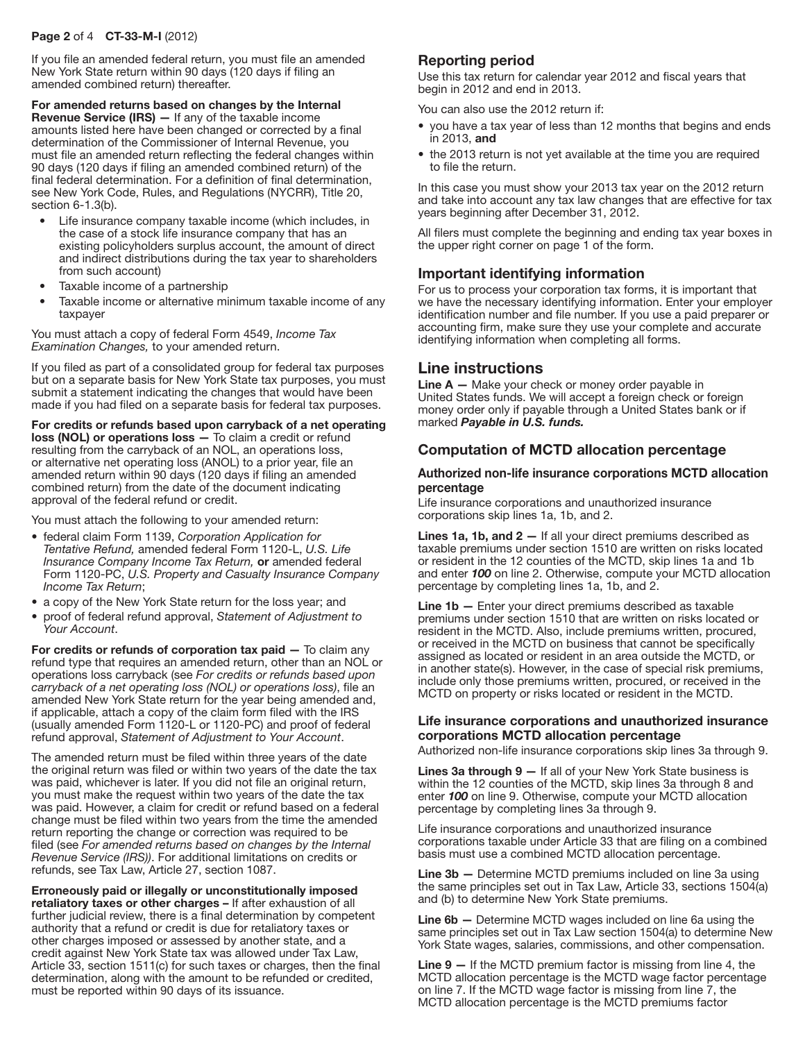If you file an amended federal return, you must file an amended New York State return within 90 days (120 days if filing an amended combined return) thereafter.

**For amended returns based on changes by the Internal Revenue Service (IRS) —** If any of the taxable income amounts listed here have been changed or corrected by a final determination of the Commissioner of Internal Revenue, you must file an amended return reflecting the federal changes within 90 days (120 days if filing an amended combined return) of the final federal determination. For a definition of final determination, see New York Code, Rules, and Regulations (NYCRR), Title 20, section 6-1.3(b).

- Life insurance company taxable income (which includes, in the case of a stock life insurance company that has an existing policyholders surplus account, the amount of direct and indirect distributions during the tax year to shareholders from such account)
- Taxable income of a partnership
- Taxable income or alternative minimum taxable income of any taxpayer

You must attach a copy of federal Form 4549, *Income Tax Examination Changes,* to your amended return.

If you filed as part of a consolidated group for federal tax purposes but on a separate basis for New York State tax purposes, you must submit a statement indicating the changes that would have been made if you had filed on a separate basis for federal tax purposes.

**For credits or refunds based upon carryback of a net operating loss (NOL) or operations loss —** To claim a credit or refund resulting from the carryback of an NOL, an operations loss, or alternative net operating loss (ANOL) to a prior year, file an amended return within 90 days (120 days if filing an amended combined return) from the date of the document indicating approval of the federal refund or credit.

You must attach the following to your amended return:

- federal claim Form 1139, *Corporation Application for Tentative Refund,* amended federal Form 1120-L, *U.S. Life Insurance Company Income Tax Return,* **or** amended federal Form 1120-PC, *U.S. Property and Casualty Insurance Company Income Tax Return*;
- a copy of the New York State return for the loss year; and
- proof of federal refund approval, *Statement of Adjustment to Your Account*.

**For credits or refunds of corporation tax paid —** To claim any refund type that requires an amended return, other than an NOL or operations loss carryback (see *For credits or refunds based upon carryback of a net operating loss (NOL) or operations loss*), file an amended New York State return for the year being amended and, if applicable, attach a copy of the claim form filed with the IRS (usually amended Form 1120-L or 1120-PC) and proof of federal refund approval, *Statement of Adjustment to Your Account*.

The amended return must be filed within three years of the date the original return was filed or within two years of the date the tax was paid, whichever is later. If you did not file an original return, you must make the request within two years of the date the tax was paid. However, a claim for credit or refund based on a federal change must be filed within two years from the time the amended return reporting the change or correction was required to be filed (see *For amended returns based on changes by the Internal Revenue Service (IRS))*. For additional limitations on credits or refunds, see Tax Law, Article 27, section 1087.

**Erroneously paid or illegally or unconstitutionally imposed retaliatory taxes or other charges –** If after exhaustion of all further judicial review, there is a final determination by competent authority that a refund or credit is due for retaliatory taxes or other charges imposed or assessed by another state, and a credit against New York State tax was allowed under Tax Law, Article 33, section 1511(c) for such taxes or charges, then the final determination, along with the amount to be refunded or credited, must be reported within 90 days of its issuance.

## Reporting period

Use this tax return for calendar year 2012 and fiscal years that begin in 2012 and end in 2013.

You can also use the 2012 return if:

- you have a tax year of less than 12 months that begins and ends in 2013, **and**
- the 2013 return is not yet available at the time you are required to file the return.

In this case you must show your 2013 tax year on the 2012 return and take into account any tax law changes that are effective for tax years beginning after December 31, 2012.

All filers must complete the beginning and ending tax year boxes in the upper right corner on page 1 of the form.

## Important identifying information

For us to process your corporation tax forms, it is important that we have the necessary identifying information. Enter your employer identification number and file number. If you use a paid preparer or accounting firm, make sure they use your complete and accurate identifying information when completing all forms.

# Line instructions

**Line A —** Make your check or money order payable in United States funds. We will accept a foreign check or foreign money order only if payable through a United States bank or if marked ***Payable in U.S. funds.***

## Computation of MCTD allocation percentage

### Authorized non-life insurance corporations MCTD allocation percentage

Life insurance corporations and unauthorized insurance corporations skip lines 1a, 1b, and 2.

**Lines 1a, 1b, and 2 —** If all your direct premiums described as taxable premiums under section 1510 are written on risks located or resident in the 12 counties of the MCTD, skip lines 1a and 1b and enter ***100*** on line 2. Otherwise, compute your MCTD allocation percentage by completing lines 1a, 1b, and 2.

**Line 1b —** Enter your direct premiums described as taxable premiums under section 1510 that are written on risks located or resident in the MCTD. Also, include premiums written, procured, or received in the MCTD on business that cannot be specifically assigned as located or resident in an area outside the MCTD, or in another state(s). However, in the case of special risk premiums, include only those premiums written, procured, or received in the MCTD on property or risks located or resident in the MCTD.

### Life insurance corporations and unauthorized insurance corporations MCTD allocation percentage

Authorized non-life insurance corporations skip lines 3a through 9.

**Lines 3a through 9 —** If all of your New York State business is within the 12 counties of the MCTD, skip lines 3a through 8 and enter ***100*** on line 9. Otherwise, compute your MCTD allocation percentage by completing lines 3a through 9.

Life insurance corporations and unauthorized insurance corporations taxable under Article 33 that are filing on a combined basis must use a combined MCTD allocation percentage.

**Line 3b —** Determine MCTD premiums included on line 3a using the same principles set out in Tax Law, Article 33, sections 1504(a) and (b) to determine New York State premiums.

**Line 6b —** Determine MCTD wages included on line 6a using the same principles set out in Tax Law section 1504(a) to determine New York State wages, salaries, commissions, and other compensation.

**Line 9 —** If the MCTD premium factor is missing from line 4, the MCTD allocation percentage is the MCTD wage factor percentage on line 7. If the MCTD wage factor is missing from line 7, the MCTD allocation percentage is the MCTD premiums factor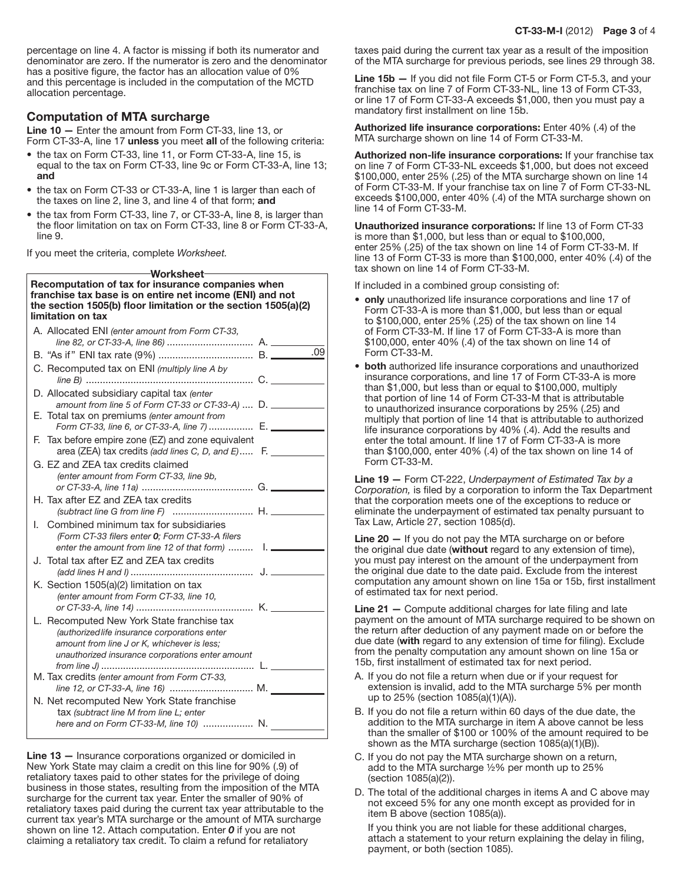percentage on line 4. A factor is missing if both its numerator and denominator are zero. If the numerator is zero and the denominator has a positive figure, the factor has an allocation value of 0% and this percentage is included in the computation of the MCTD allocation percentage.

## Computation of MTA surcharge

**Line 10 —** Enter the amount from Form CT-33, line 13, or Form CT-33-A, line 17 **unless** you meet **all** of the following criteria:

- the tax on Form CT-33, line 11, or Form CT-33-A, line 15, is equal to the tax on Form CT-33, line 9c or Form CT-33-A, line 13; **and**
- the tax on Form CT-33 or CT-33-A, line 1 is larger than each of the taxes on line 2, line 3, and line 4 of that form; **and**
- the taxes from Form CT-33, line 7, or CT-33-A, line 8, is larger than the floor limitation on tax on Form CT-33, line 8 or Form CT-33-A, line 9.

If you meet the criteria, complete *Worksheet.*

**Worksheet**

**Recomputation of tax for insurance companies when franchise tax base is on entire net income (ENI) and not the section 1505(b) floor limitation or the section 1505(a)(2) limitation on tax**

| | | |
|---|---|---|
| A. Allocated ENI *(enter amount from Form CT-33, line 82, or CT-33-A, line 86)* | A. | |
| B. "As if" ENI tax rate (9%) | B. | .09 |
| C. Recomputed tax on ENI *(multiply line A by line B)* | C. | |
| D. Allocated subsidiary capital tax *(enter amount from line 5 of Form CT-33 or CT-33-A)* | D. | |
| E. Total tax on premiums *(enter amount from Form CT-33, line 6, or CT-33-A, line 7)* | E. | |
| F. Tax before empire zone (EZ) and zone equivalent area (ZEA) tax credits *(add lines C, D, and E)* | F. | |
| G. EZ and ZEA tax credits claimed *(enter amount from Form CT-33, line 9b, or CT-33-A, line 11a)* | G. | |
| H. Tax after EZ and ZEA tax credits *(subtract line G from line F)* | H. | |
| I. Combined minimum tax for subsidiaries *(Form CT-33 filers enter **0**; Form CT-33-A filers enter the amount from line 12 of that form)* | I. | |
| J. Total tax after EZ and ZEA tax credits *(add lines H and I)* | J. | |
| K. Section 1505(a)(2) limitation on tax *(enter amount from Form CT-33, line 10, or CT-33-A, line 14)* | K. | |
| L. Recomputed New York State franchise tax *(authorized life insurance corporations enter amount from line J or K, whichever is less; unauthorized insurance corporations enter amount from line J)* | L. | |
| M. Tax credits *(enter amount from Form CT-33, line 12, or CT-33-A, line 16)* | M. | |
| N. Net recomputed New York State franchise tax *(subtract line M from line L; enter here and on Form CT-33-M, line 10)* | N. | |

**Line 13 —** Insurance corporations organized or domiciled in New York State may claim a credit on this line for 90% (.9) of retaliatory taxes paid to other states for the privilege of doing business in those states, resulting from the imposition of the MTA surcharge for the current tax year. Enter the smaller of 90% of retaliatory taxes paid during the current tax year attributable to the current tax year's MTA surcharge or the amount of MTA surcharge shown on line 12. Attach computation. Enter ***0*** if you are not claiming a retaliatory tax credit. To claim a refund for retaliatory taxes paid during the current tax year as a result of the imposition of the MTA surcharge for previous periods, see lines 29 through 38.

**Line 15b —** If you did not file Form CT-5 or Form CT-5.3, and your franchise tax on line 7 of Form CT-33-NL, line 13 of Form CT-33, or line 17 of Form CT-33-A exceeds $1,000, then you must pay a mandatory first installment on line 15b.

**Authorized life insurance corporations:** Enter 40% (.4) of the MTA surcharge shown on line 14 of Form CT-33-M.

**Authorized non-life insurance corporations:** If your franchise tax on line 7 of Form CT-33-NL exceeds $1,000, but does not exceed $100,000, enter 25% (.25) of the MTA surcharge shown on line 14 of Form CT-33-M. If your franchise tax on line 7 of Form CT-33-NL exceeds $100,000, enter 40% (.4) of the MTA surcharge shown on line 14 of Form CT-33-M.

**Unauthorized insurance corporations:** If line 13 of Form CT-33 is more than $1,000, but less than or equal to $100,000, enter 25% (.25) of the tax shown on line 14 of Form CT-33-M. If line 13 of Form CT-33 is more than $100,000, enter 40% (.4) of the tax shown on line 14 of Form CT-33-M.

If included in a combined group consisting of:

- **only** unauthorized life insurance corporations and line 17 of Form CT-33-A is more than $1,000, but less than or equal to $100,000, enter 25% (.25) of the tax shown on line 14 of Form CT-33-M. If line 17 of Form CT-33-A is more than $100,000, enter 40% (.4) of the tax shown on line 14 of Form CT-33-M.
- **both** authorized life insurance corporations and unauthorized insurance corporations, and line 17 of Form CT-33-A is more than $1,000, but less than or equal to $100,000, multiply that portion of line 14 of Form CT-33-M that is attributable to unauthorized insurance corporations by 25% (.25) and multiply that portion of line 14 that is attributable to authorized life insurance corporations by 40% (.4). Add the results and enter the total amount. If line 17 of Form CT-33-A is more than $100,000, enter 40% (.4) of the tax shown on line 14 of Form CT-33-M.

**Line 19 —** Form CT-222, *Underpayment of Estimated Tax by a Corporation,* is filed by a corporation to inform the Tax Department that the corporation meets one of the exceptions to reduce or eliminate the underpayment of estimated tax penalty pursuant to Tax Law, Article 27, section 1085(d).

**Line 20 —** If you do not pay the MTA surcharge on or before the original due date (**without** regard to any extension of time), you must pay interest on the amount of the underpayment from the original due date to the date paid. Exclude from the interest computation any amount shown on line 15a or 15b, first installment of estimated tax for next period.

**Line 21 —** Compute additional charges for late filing and late payment on the amount of MTA surcharge required to be shown on the return after deduction of any payment made on or before the due date (**with** regard to any extension of time for filing). Exclude from the penalty computation any amount shown on line 15a or 15b, first installment of estimated tax for next period.

A. If you do not file a return when due or if your request for extension is invalid, add to the MTA surcharge 5% per month up to 25% (section 1085(a)(1)(A)).

B. If you do not file a return within 60 days of the due date, the addition to the MTA surcharge in item A above cannot be less than the smaller of $100 or 100% of the amount required to be shown as the MTA surcharge (section 1085(a)(1)(B)).

C. If you do not pay the MTA surcharge shown on a return, add to the MTA surcharge ½% per month up to 25% (section 1085(a)(2)).

D. The total of the additional charges in items A and C above may not exceed 5% for any one month except as provided for in item B above (section 1085(a)).

If you think you are not liable for these additional charges, attach a statement to your return explaining the delay in filing, payment, or both (section 1085).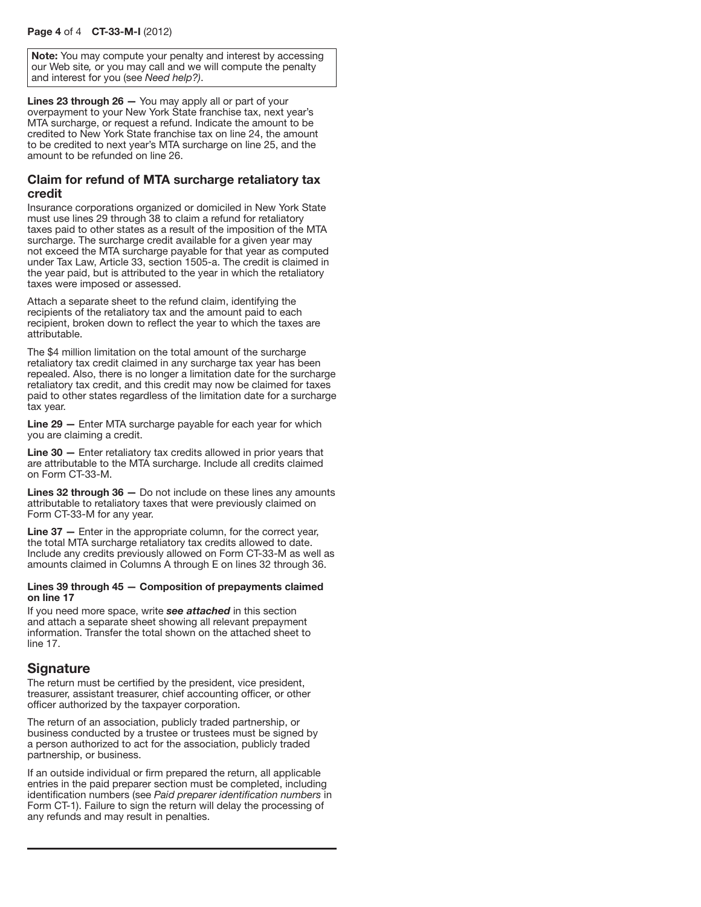**Note:** You may compute your penalty and interest by accessing our Web site, or you may call and we will compute the penalty and interest for you (see *Need help?)*.

**Lines 23 through 26 —** You may apply all or part of your overpayment to your New York State franchise tax, next year's MTA surcharge, or request a refund. Indicate the amount to be credited to New York State franchise tax on line 24, the amount to be credited to next year's MTA surcharge on line 25, and the amount to be refunded on line 26.

### Claim for refund of MTA surcharge retaliatory tax credit

Insurance corporations organized or domiciled in New York State must use lines 29 through 38 to claim a refund for retaliatory taxes paid to other states as a result of the imposition of the MTA surcharge. The surcharge credit available for a given year may not exceed the MTA surcharge payable for that year as computed under Tax Law, Article 33, section 1505-a. The credit is claimed in the year paid, but is attributed to the year in which the retaliatory taxes were imposed or assessed.

Attach a separate sheet to the refund claim, identifying the recipients of the retaliatory tax and the amount paid to each recipient, broken down to reflect the year to which the taxes are attributable.

The $4 million limitation on the total amount of the surcharge retaliatory tax credit claimed in any surcharge tax year has been repealed. Also, there is no longer a limitation date for the surcharge retaliatory tax credit, and this credit may now be claimed for taxes paid to other states regardless of the limitation date for a surcharge tax year.

**Line 29 —** Enter MTA surcharge payable for each year for which you are claiming a credit.

**Line 30 —** Enter retaliatory tax credits allowed in prior years that are attributable to the MTA surcharge. Include all credits claimed on Form CT-33-M.

**Lines 32 through 36 —** Do not include on these lines any amounts attributable to retaliatory taxes that were previously claimed on Form CT-33-M for any year.

**Line 37 —** Enter in the appropriate column, for the correct year, the total MTA surcharge retaliatory tax credits allowed to date. Include any credits previously allowed on Form CT-33-M as well as amounts claimed in Columns A through E on lines 32 through 36.

**Lines 39 through 45 — Composition of prepayments claimed on line 17**

If you need more space, write ***see attached*** in this section and attach a separate sheet showing all relevant prepayment information. Transfer the total shown on the attached sheet to line 17.

## Signature

The return must be certified by the president, vice president, treasurer, assistant treasurer, chief accounting officer, or other officer authorized by the taxpayer corporation.

The return of an association, publicly traded partnership, or business conducted by a trustee or trustees must be signed by a person authorized to act for the association, publicly traded partnership, or business.

If an outside individual or firm prepared the return, all applicable entries in the paid preparer section must be completed, including identification numbers (see *Paid preparer identification numbers* in Form CT-1). Failure to sign the return will delay the processing of any refunds and may result in penalties.